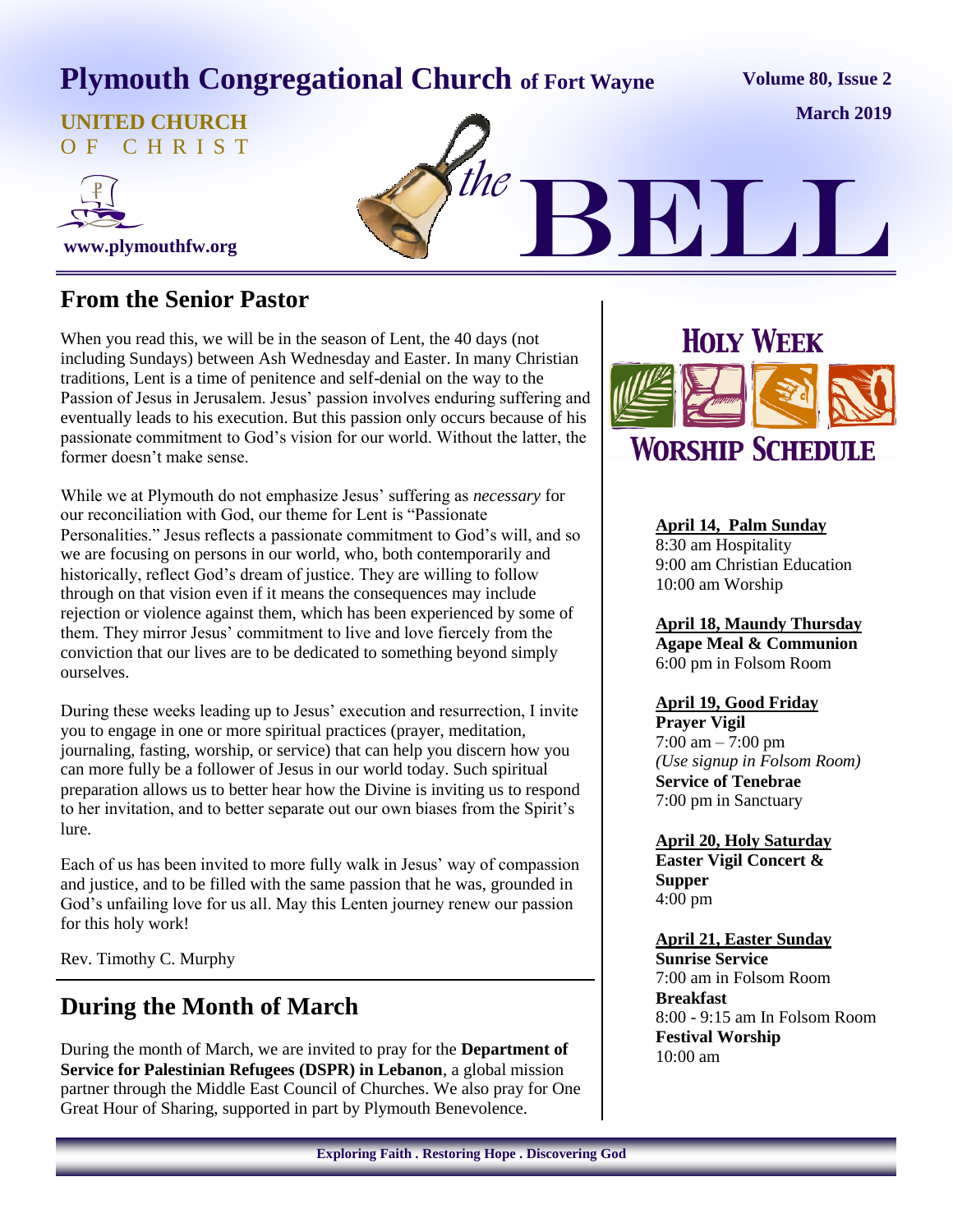# Plymouth Congregational Church of Fort Wayne

**UNITED CHURCH OF CHRIST**

**www.plymouthfw.org**

**Volume 80, Issue 2**

**March 2019**

# the BELL

## From the Senior Pastor

When you read this, we will be in the season of Lent, the 40 days (not including Sundays) between Ash Wednesday and Easter. In many Christian traditions, Lent is a time of penitence and self-denial on the way to the Passion of Jesus in Jerusalem. Jesus' passion involves enduring suffering and eventually leads to his execution. But this passion only occurs because of his passionate commitment to God's vision for our world. Without the latter, the former doesn't make sense.

While we at Plymouth do not emphasize Jesus' suffering as *necessary* for our reconciliation with God, our theme for Lent is "Passionate Personalities." Jesus reflects a passionate commitment to God's will, and so we are focusing on persons in our world, who, both contemporarily and historically, reflect God's dream of justice. They are willing to follow through on that vision even if it means the consequences may include rejection or violence against them, which has been experienced by some of them. They mirror Jesus' commitment to live and love fiercely from the conviction that our lives are to be dedicated to something beyond simply ourselves.

During these weeks leading up to Jesus' execution and resurrection, I invite you to engage in one or more spiritual practices (prayer, meditation, journaling, fasting, worship, or service) that can help you discern how you can more fully be a follower of Jesus in our world today. Such spiritual preparation allows us to better hear how the Divine is inviting us to respond to her invitation, and to better separate out our own biases from the Spirit's lure.

Each of us has been invited to more fully walk in Jesus' way of compassion and justice, and to be filled with the same passion that he was, grounded in God's unfailing love for us all. May this Lenten journey renew our passion for this holy work!

Rev. Timothy C. Murphy

## During the Month of March

During the month of March, we are invited to pray for the **Department of Service for Palestinian Refugees (DSPR) in Lebanon**, a global mission partner through the Middle East Council of Churches. We also pray for One Great Hour of Sharing, supported in part by Plymouth Benevolence.

## Holy Week Worship Schedule

**April 14, Palm Sunday**
8:30 am Hospitality
9:00 am Christian Education
10:00 am Worship

**April 18, Maundy Thursday**
**Agape Meal & Communion**
6:00 pm in Folsom Room

**April 19, Good Friday**
**Prayer Vigil**
7:00 am – 7:00 pm
*(Use signup in Folsom Room)*
**Service of Tenebrae**
7:00 pm in Sanctuary

**April 20, Holy Saturday**
**Easter Vigil Concert & Supper**
4:00 pm

**April 21, Easter Sunday**
**Sunrise Service**
7:00 am in Folsom Room
**Breakfast**
8:00 - 9:15 am In Folsom Room
**Festival Worship**
10:00 am

**Exploring Faith . Restoring Hope . Discovering God**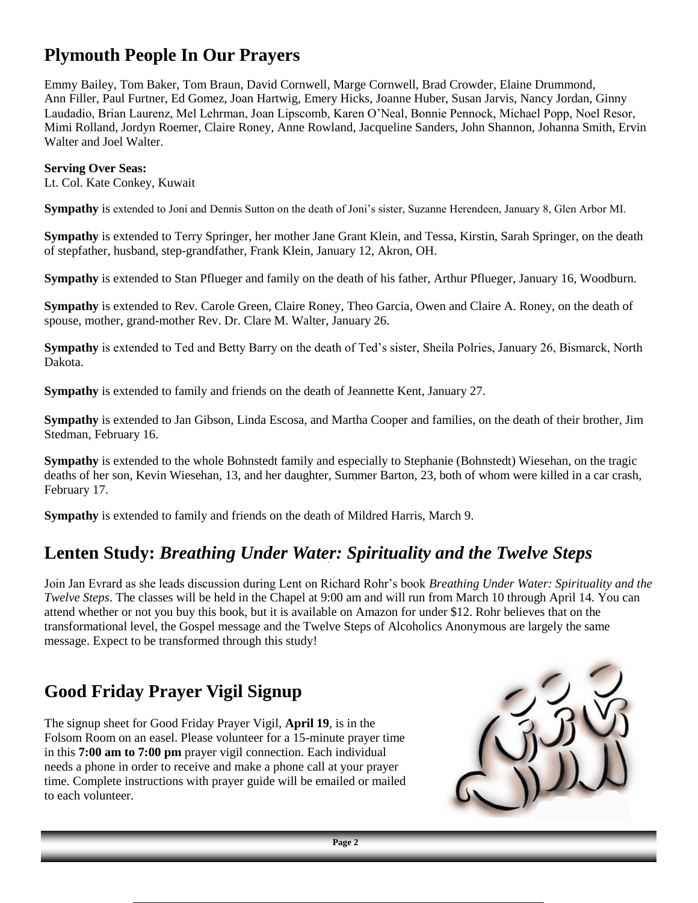## Plymouth People In Our Prayers

Emmy Bailey, Tom Baker, Tom Braun, David Cornwell, Marge Cornwell, Brad Crowder, Elaine Drummond, Ann Filler, Paul Furtner, Ed Gomez, Joan Hartwig, Emery Hicks, Joanne Huber, Susan Jarvis, Nancy Jordan, Ginny Laudadio, Brian Laurenz, Mel Lehrman, Joan Lipscomb, Karen O'Neal, Bonnie Pennock, Michael Popp, Noel Resor, Mimi Rolland, Jordyn Roemer, Claire Roney, Anne Rowland, Jacqueline Sanders, John Shannon, Johanna Smith, Ervin Walter and Joel Walter.

**Serving Over Seas:**
Lt. Col. Kate Conkey, Kuwait

**Sympathy** is extended to Joni and Dennis Sutton on the death of Joni's sister, Suzanne Herendeen, January 8, Glen Arbor MI.

**Sympathy** is extended to Terry Springer, her mother Jane Grant Klein, and Tessa, Kirstin, Sarah Springer, on the death of stepfather, husband, step-grandfather, Frank Klein, January 12, Akron, OH.

**Sympathy** is extended to Stan Pflueger and family on the death of his father, Arthur Pflueger, January 16, Woodburn.

**Sympathy** is extended to Rev. Carole Green, Claire Roney, Theo Garcia, Owen and Claire A. Roney, on the death of spouse, mother, grand-mother Rev. Dr. Clare M. Walter, January 26.

**Sympathy** is extended to Ted and Betty Barry on the death of Ted's sister, Sheila Polries, January 26, Bismarck, North Dakota.

**Sympathy** is extended to family and friends on the death of Jeannette Kent, January 27.

**Sympathy** is extended to Jan Gibson, Linda Escosa, and Martha Cooper and families, on the death of their brother, Jim Stedman, February 16.

**Sympathy** is extended to the whole Bohnstedt family and especially to Stephanie (Bohnstedt) Wiesehan, on the tragic deaths of her son, Kevin Wiesehan, 13, and her daughter, Summer Barton, 23, both of whom were killed in a car crash, February 17.

**Sympathy** is extended to family and friends on the death of Mildred Harris, March 9.

## Lenten Study: *Breathing Under Water: Spirituality and the Twelve Steps*

Join Jan Evrard as she leads discussion during Lent on Richard Rohr's book *Breathing Under Water: Spirituality and the Twelve Steps*. The classes will be held in the Chapel at 9:00 am and will run from March 10 through April 14. You can attend whether or not you buy this book, but it is available on Amazon for under $12. Rohr believes that on the transformational level, the Gospel message and the Twelve Steps of Alcoholics Anonymous are largely the same message. Expect to be transformed through this study!

## Good Friday Prayer Vigil Signup

The signup sheet for Good Friday Prayer Vigil, **April 19**, is in the Folsom Room on an easel. Please volunteer for a 15-minute prayer time in this **7:00 am to 7:00 pm** prayer vigil connection. Each individual needs a phone in order to receive and make a phone call at your prayer time. Complete instructions with prayer guide will be emailed or mailed to each volunteer.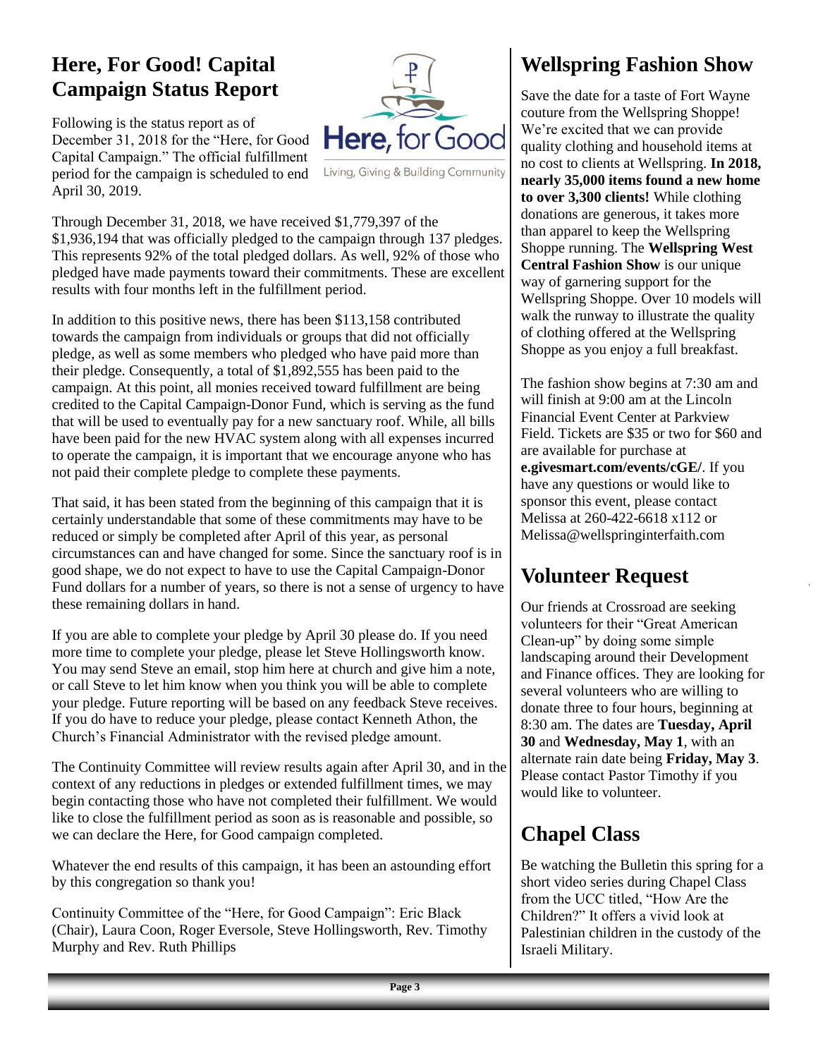## Here, For Good! Capital Campaign Status Report

Following is the status report as of December 31, 2018 for the "Here, for Good Capital Campaign." The official fulfillment period for the campaign is scheduled to end April 30, 2019.

Here, for Good

Living, Giving & Building Community

Through December 31, 2018, we have received $1,779,397 of the $1,936,194 that was officially pledged to the campaign through 137 pledges. This represents 92% of the total pledged dollars. As well, 92% of those who pledged have made payments toward their commitments. These are excellent results with four months left in the fulfillment period.

In addition to this positive news, there has been $113,158 contributed towards the campaign from individuals or groups that did not officially pledge, as well as some members who pledged who have paid more than their pledge. Consequently, a total of $1,892,555 has been paid to the campaign. At this point, all monies received toward fulfillment are being credited to the Capital Campaign-Donor Fund, which is serving as the fund that will be used to eventually pay for a new sanctuary roof. While, all bills have been paid for the new HVAC system along with all expenses incurred to operate the campaign, it is important that we encourage anyone who has not paid their complete pledge to complete these payments.

That said, it has been stated from the beginning of this campaign that it is certainly understandable that some of these commitments may have to be reduced or simply be completed after April of this year, as personal circumstances can and have changed for some. Since the sanctuary roof is in good shape, we do not expect to have to use the Capital Campaign-Donor Fund dollars for a number of years, so there is not a sense of urgency to have these remaining dollars in hand.

If you are able to complete your pledge by April 30 please do. If you need more time to complete your pledge, please let Steve Hollingsworth know. You may send Steve an email, stop him here at church and give him a note, or call Steve to let him know when you think you will be able to complete your pledge. Future reporting will be based on any feedback Steve receives. If you do have to reduce your pledge, please contact Kenneth Athon, the Church's Financial Administrator with the revised pledge amount.

The Continuity Committee will review results again after April 30, and in the context of any reductions in pledges or extended fulfillment times, we may begin contacting those who have not completed their fulfillment. We would like to close the fulfillment period as soon as is reasonable and possible, so we can declare the Here, for Good campaign completed.

Whatever the end results of this campaign, it has been an astounding effort by this congregation so thank you!

Continuity Committee of the "Here, for Good Campaign": Eric Black (Chair), Laura Coon, Roger Eversole, Steve Hollingsworth, Rev. Timothy Murphy and Rev. Ruth Phillips

## Wellspring Fashion Show

Save the date for a taste of Fort Wayne couture from the Wellspring Shoppe! We're excited that we can provide quality clothing and household items at no cost to clients at Wellspring. **In 2018, nearly 35,000 items found a new home to over 3,300 clients!** While clothing donations are generous, it takes more than apparel to keep the Wellspring Shoppe running. The **Wellspring West Central Fashion Show** is our unique way of garnering support for the Wellspring Shoppe. Over 10 models will walk the runway to illustrate the quality of clothing offered at the Wellspring Shoppe as you enjoy a full breakfast.

The fashion show begins at 7:30 am and will finish at 9:00 am at the Lincoln Financial Event Center at Parkview Field. Tickets are $35 or two for $60 and are available for purchase at **e.givesmart.com/events/cGE/**. If you have any questions or would like to sponsor this event, please contact Melissa at 260-422-6618 x112 or Melissa@wellspringinterfaith.com

## Volunteer Request

Our friends at Crossroad are seeking volunteers for their "Great American Clean-up" by doing some simple landscaping around their Development and Finance offices. They are looking for several volunteers who are willing to donate three to four hours, beginning at 8:30 am. The dates are **Tuesday, April 30** and **Wednesday, May 1**, with an alternate rain date being **Friday, May 3**. Please contact Pastor Timothy if you would like to volunteer.

## Chapel Class

Be watching the Bulletin this spring for a short video series during Chapel Class from the UCC titled, "How Are the Children?" It offers a vivid look at Palestinian children in the custody of the Israeli Military.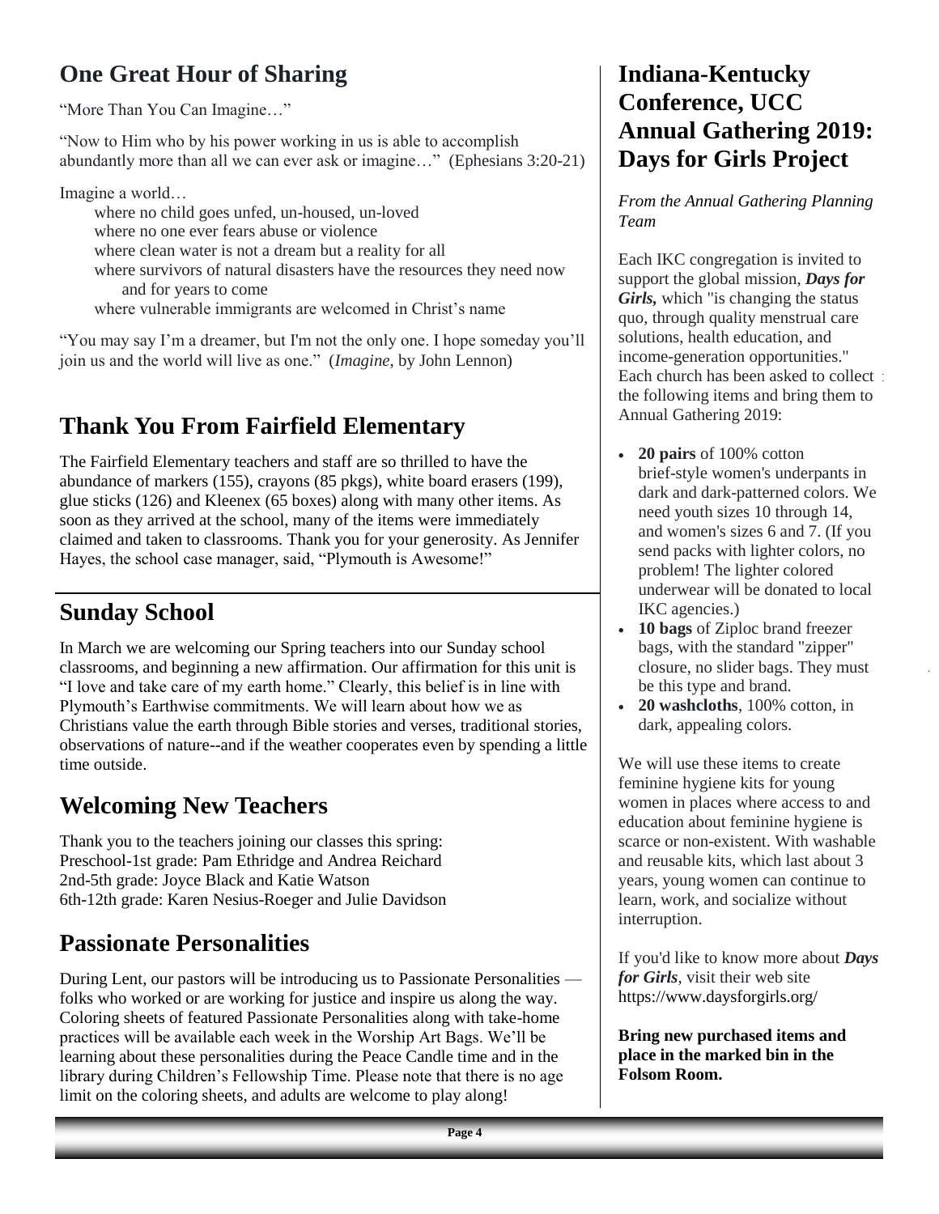## One Great Hour of Sharing

"More Than You Can Imagine…"

"Now to Him who by his power working in us is able to accomplish abundantly more than all we can ever ask or imagine…" (Ephesians 3:20-21)

Imagine a world…

where no child goes unfed, un-housed, un-loved
where no one ever fears abuse or violence
where clean water is not a dream but a reality for all
where survivors of natural disasters have the resources they need now and for years to come
where vulnerable immigrants are welcomed in Christ's name

"You may say I'm a dreamer, but I'm not the only one. I hope someday you'll join us and the world will live as one." (*Imagine*, by John Lennon)

## Thank You From Fairfield Elementary

The Fairfield Elementary teachers and staff are so thrilled to have the abundance of markers (155), crayons (85 pkgs), white board erasers (199), glue sticks (126) and Kleenex (65 boxes) along with many other items. As soon as they arrived at the school, many of the items were immediately claimed and taken to classrooms. Thank you for your generosity. As Jennifer Hayes, the school case manager, said, "Plymouth is Awesome!"

## Sunday School

In March we are welcoming our Spring teachers into our Sunday school classrooms, and beginning a new affirmation. Our affirmation for this unit is "I love and take care of my earth home." Clearly, this belief is in line with Plymouth's Earthwise commitments. We will learn about how we as Christians value the earth through Bible stories and verses, traditional stories, observations of nature--and if the weather cooperates even by spending a little time outside.

## Welcoming New Teachers

Thank you to the teachers joining our classes this spring:
Preschool-1st grade: Pam Ethridge and Andrea Reichard
2nd-5th grade: Joyce Black and Katie Watson
6th-12th grade: Karen Nesius-Roeger and Julie Davidson

## Passionate Personalities

During Lent, our pastors will be introducing us to Passionate Personalities — folks who worked or are working for justice and inspire us along the way. Coloring sheets of featured Passionate Personalities along with take-home practices will be available each week in the Worship Art Bags. We'll be learning about these personalities during the Peace Candle time and in the library during Children's Fellowship Time. Please note that there is no age limit on the coloring sheets, and adults are welcome to play along!

## Indiana-Kentucky Conference, UCC Annual Gathering 2019: Days for Girls Project

*From the Annual Gathering Planning Team*

Each IKC congregation is invited to support the global mission, ***Days for Girls,*** which "is changing the status quo, through quality menstrual care solutions, health education, and income-generation opportunities." Each church has been asked to collect the following items and bring them to Annual Gathering 2019:

- **20 pairs** of 100% cotton brief-style women's underpants in dark and dark-patterned colors. We need youth sizes 10 through 14, and women's sizes 6 and 7. (If you send packs with lighter colors, no problem! The lighter colored underwear will be donated to local IKC agencies.)
- **10 bags** of Ziploc brand freezer bags, with the standard "zipper" closure, no slider bags. They must be this type and brand.
- **20 washcloths**, 100% cotton, in dark, appealing colors.

We will use these items to create feminine hygiene kits for young women in places where access to and education about feminine hygiene is scarce or non-existent. With washable and reusable kits, which last about 3 years, young women can continue to learn, work, and socialize without interruption.

If you'd like to know more about ***Days for Girls***, visit their web site https://www.daysforgirls.org/

**Bring new purchased items and place in the marked bin in the Folsom Room.**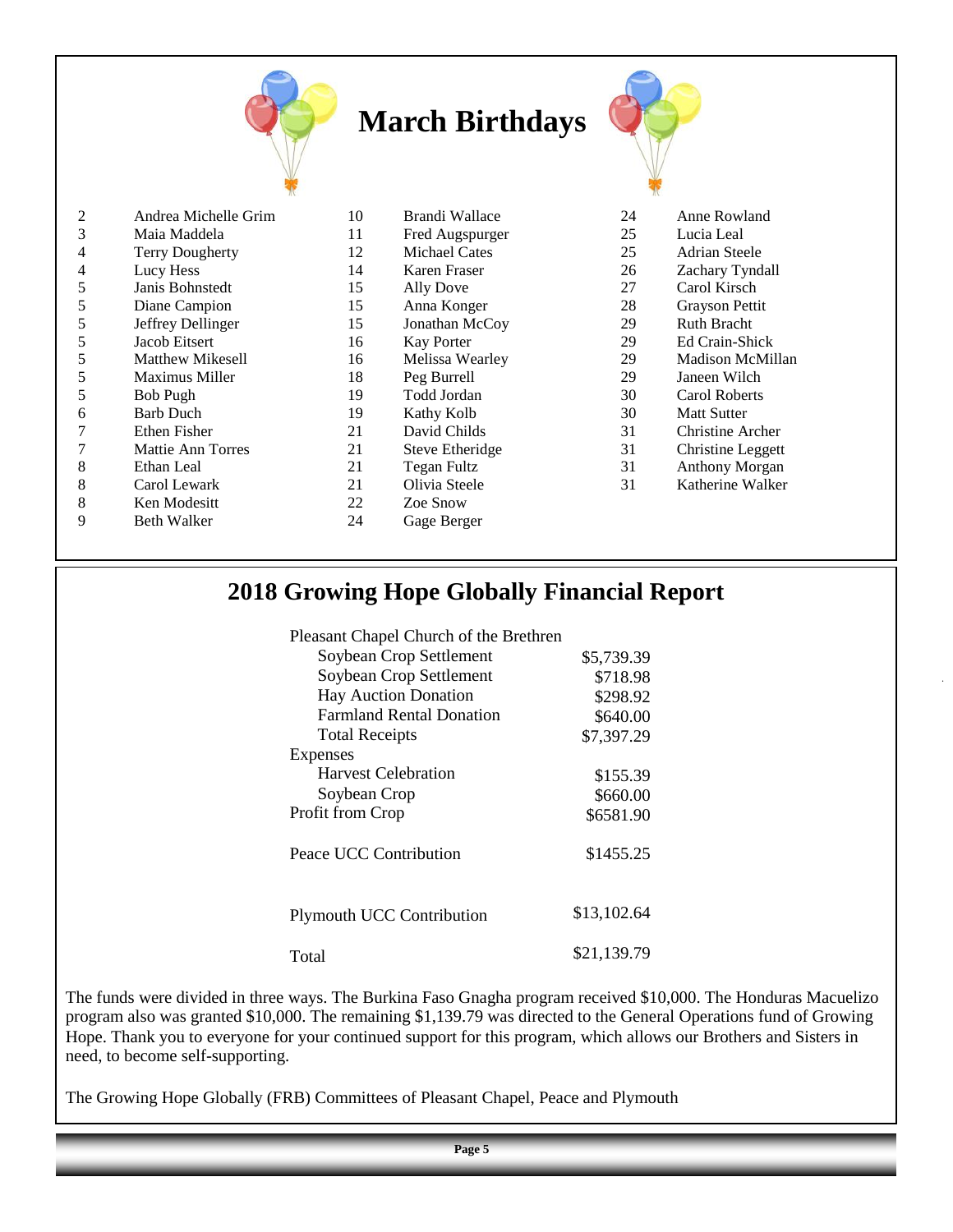# March Birthdays

| Day | Name |
|---|---|
| 2 | Andrea Michelle Grim |
| 3 | Maia Maddela |
| 4 | Terry Dougherty |
| 4 | Lucy Hess |
| 5 | Janis Bohnstedt |
| 5 | Diane Campion |
| 5 | Jeffrey Dellinger |
| 5 | Jacob Eitsert |
| 5 | Matthew Mikesell |
| 5 | Maximus Miller |
| 5 | Bob Pugh |
| 6 | Barb Duch |
| 7 | Ethen Fisher |
| 7 | Mattie Ann Torres |
| 8 | Ethan Leal |
| 8 | Carol Lewark |
| 8 | Ken Modesitt |
| 9 | Beth Walker |
| 10 | Brandi Wallace |
| 11 | Fred Augspurger |
| 12 | Michael Cates |
| 14 | Karen Fraser |
| 15 | Ally Dove |
| 15 | Anna Konger |
| 15 | Jonathan McCoy |
| 16 | Kay Porter |
| 16 | Melissa Wearley |
| 18 | Peg Burrell |
| 19 | Todd Jordan |
| 19 | Kathy Kolb |
| 21 | David Childs |
| 21 | Steve Etheridge |
| 21 | Tegan Fultz |
| 21 | Olivia Steele |
| 22 | Zoe Snow |
| 24 | Gage Berger |
| 24 | Anne Rowland |
| 25 | Lucia Leal |
| 25 | Adrian Steele |
| 26 | Zachary Tyndall |
| 27 | Carol Kirsch |
| 28 | Grayson Pettit |
| 29 | Ruth Bracht |
| 29 | Ed Crain-Shick |
| 29 | Madison McMillan |
| 29 | Janeen Wilch |
| 30 | Carol Roberts |
| 30 | Matt Sutter |
| 31 | Christine Archer |
| 31 | Christine Leggett |
| 31 | Anthony Morgan |
| 31 | Katherine Walker |

## 2018 Growing Hope Globally Financial Report

| Pleasant Chapel Church of the Brethren | |
|---|---|
| Soybean Crop Settlement | $5,739.39 |
| Soybean Crop Settlement | $718.98 |
| Hay Auction Donation | $298.92 |
| Farmland Rental Donation | $640.00 |
| Total Receipts | $7,397.29 |
| Expenses | |
| Harvest Celebration | $155.39 |
| Soybean Crop | $660.00 |
| Profit from Crop | $6581.90 |
| Peace UCC Contribution | $1455.25 |
| Plymouth UCC Contribution | $13,102.64 |
| Total | $21,139.79 |

The funds were divided in three ways. The Burkina Faso Gnagha program received $10,000. The Honduras Macuelizo program also was granted $10,000. The remaining $1,139.79 was directed to the General Operations fund of Growing Hope. Thank you to everyone for your continued support for this program, which allows our Brothers and Sisters in need, to become self-supporting.

The Growing Hope Globally (FRB) Committees of Pleasant Chapel, Peace and Plymouth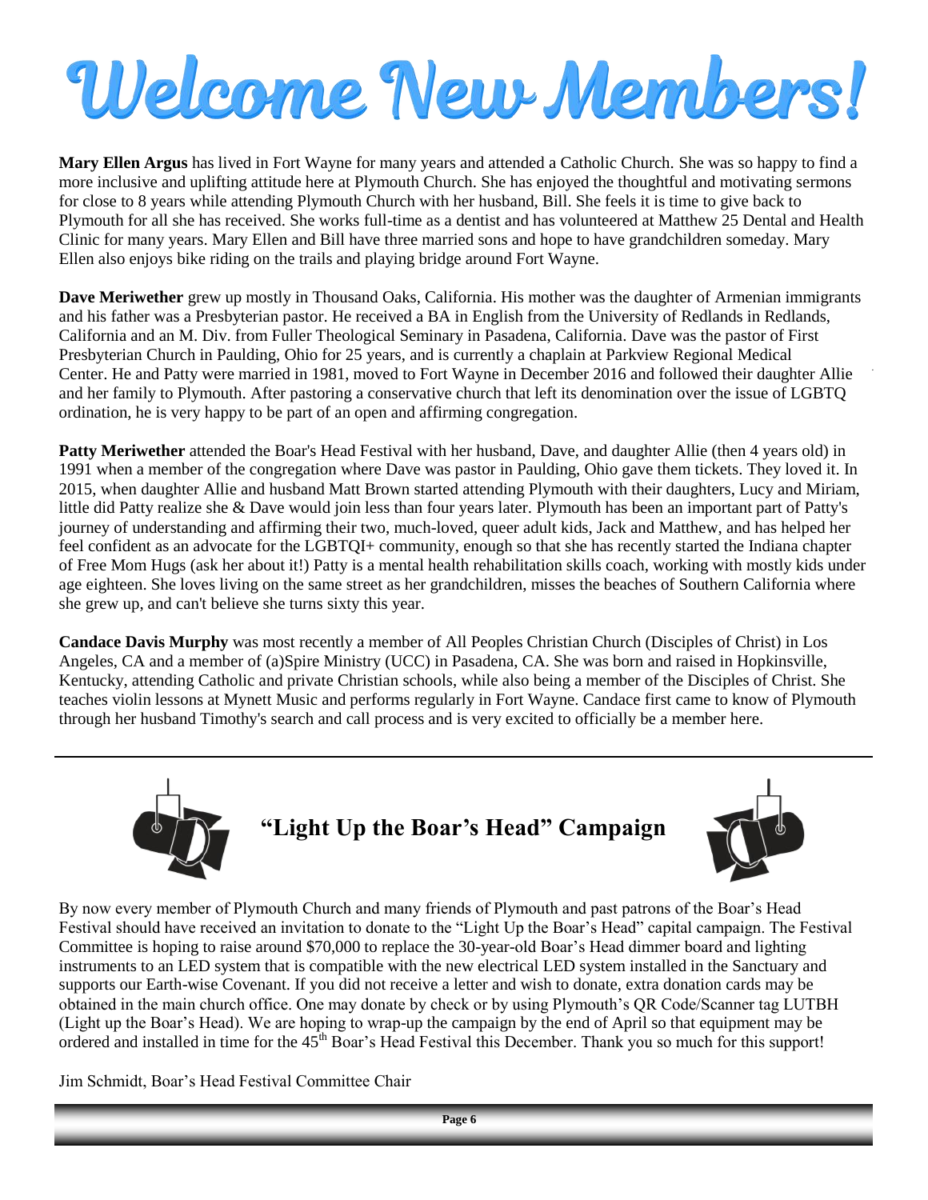# Welcome New Members!

**Mary Ellen Argus** has lived in Fort Wayne for many years and attended a Catholic Church. She was so happy to find a more inclusive and uplifting attitude here at Plymouth Church. She has enjoyed the thoughtful and motivating sermons for close to 8 years while attending Plymouth Church with her husband, Bill. She feels it is time to give back to Plymouth for all she has received. She works full-time as a dentist and has volunteered at Matthew 25 Dental and Health Clinic for many years. Mary Ellen and Bill have three married sons and hope to have grandchildren someday. Mary Ellen also enjoys bike riding on the trails and playing bridge around Fort Wayne.

**Dave Meriwether** grew up mostly in Thousand Oaks, California. His mother was the daughter of Armenian immigrants and his father was a Presbyterian pastor. He received a BA in English from the University of Redlands in Redlands, California and an M. Div. from Fuller Theological Seminary in Pasadena, California. Dave was the pastor of First Presbyterian Church in Paulding, Ohio for 25 years, and is currently a chaplain at Parkview Regional Medical Center. He and Patty were married in 1981, moved to Fort Wayne in December 2016 and followed their daughter Allie and her family to Plymouth. After pastoring a conservative church that left its denomination over the issue of LGBTQ ordination, he is very happy to be part of an open and affirming congregation.

**Patty Meriwether** attended the Boar's Head Festival with her husband, Dave, and daughter Allie (then 4 years old) in 1991 when a member of the congregation where Dave was pastor in Paulding, Ohio gave them tickets. They loved it. In 2015, when daughter Allie and husband Matt Brown started attending Plymouth with their daughters, Lucy and Miriam, little did Patty realize she & Dave would join less than four years later. Plymouth has been an important part of Patty's journey of understanding and affirming their two, much-loved, queer adult kids, Jack and Matthew, and has helped her feel confident as an advocate for the LGBTQI+ community, enough so that she has recently started the Indiana chapter of Free Mom Hugs (ask her about it!) Patty is a mental health rehabilitation skills coach, working with mostly kids under age eighteen. She loves living on the same street as her grandchildren, misses the beaches of Southern California where she grew up, and can't believe she turns sixty this year.

**Candace Davis Murphy** was most recently a member of All Peoples Christian Church (Disciples of Christ) in Los Angeles, CA and a member of (a)Spire Ministry (UCC) in Pasadena, CA. She was born and raised in Hopkinsville, Kentucky, attending Catholic and private Christian schools, while also being a member of the Disciples of Christ. She teaches violin lessons at Mynett Music and performs regularly in Fort Wayne. Candace first came to know of Plymouth through her husband Timothy's search and call process and is very excited to officially be a member here.

---

## "Light Up the Boar's Head" Campaign

By now every member of Plymouth Church and many friends of Plymouth and past patrons of the Boar's Head Festival should have received an invitation to donate to the "Light Up the Boar's Head" capital campaign. The Festival Committee is hoping to raise around $70,000 to replace the 30-year-old Boar's Head dimmer board and lighting instruments to an LED system that is compatible with the new electrical LED system installed in the Sanctuary and supports our Earth-wise Covenant. If you did not receive a letter and wish to donate, extra donation cards may be obtained in the main church office. One may donate by check or by using Plymouth's QR Code/Scanner tag LUTBH (Light up the Boar's Head). We are hoping to wrap-up the campaign by the end of April so that equipment may be ordered and installed in time for the 45th Boar's Head Festival this December. Thank you so much for this support!

Jim Schmidt, Boar's Head Festival Committee Chair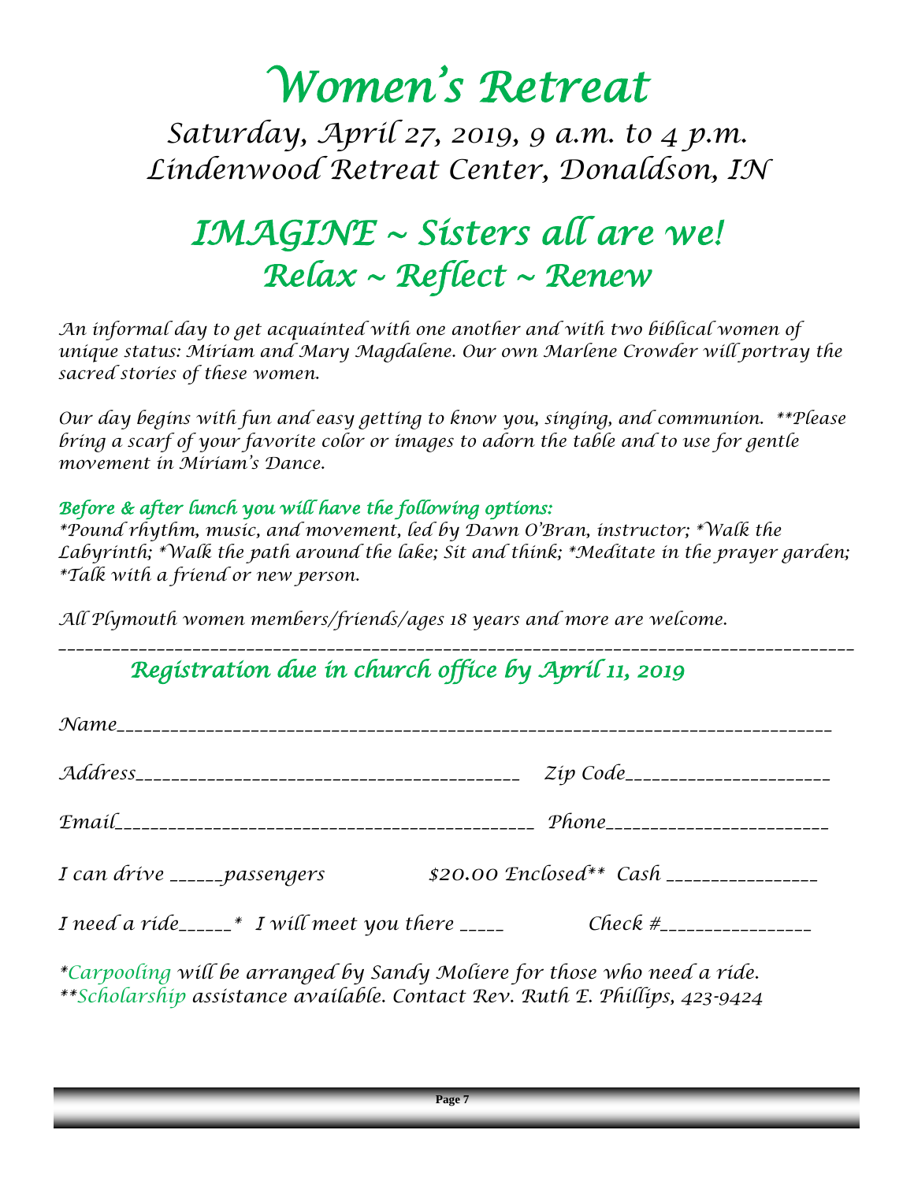# Women's Retreat

## Saturday, April 27, 2019, 9 a.m. to 4 p.m.
## Lindenwood Retreat Center, Donaldson, IN

## IMAGINE ~ Sisters all are we!
## Relax ~ Reflect ~ Renew

*An informal day to get acquainted with one another and with two biblical women of unique status: Miriam and Mary Magdalene. Our own Marlene Crowder will portray the sacred stories of these women.*

*Our day begins with fun and easy getting to know you, singing, and communion. **Please bring a scarf of your favorite color or images to adorn the table and to use for gentle movement in Miriam's Dance.*

***Before & after lunch you will have the following options:***
*\*Pound rhythm, music, and movement, led by Dawn O'Bran, instructor; \*Walk the Labyrinth; \*Walk the path around the lake; Sit and think; \*Meditate in the prayer garden; \*Talk with a friend or new person.*

*All Plymouth women members/friends/ages 18 years and more are welcome.*

---

### Registration due in church office by April 11, 2019

Name_______________________________________________________________________

Address_________________________________________ Zip Code_____________________

Email____________________________________________ Phone______________________

I can drive ______passengers          $20.00 Enclosed** Cash ________________

I need a ride______* I will meet you there _____          Check #________________

*\*Carpooling will be arranged by Sandy Moliere for those who need a ride.*
*\*\*Scholarship assistance available. Contact Rev. Ruth E. Phillips, 423-9424*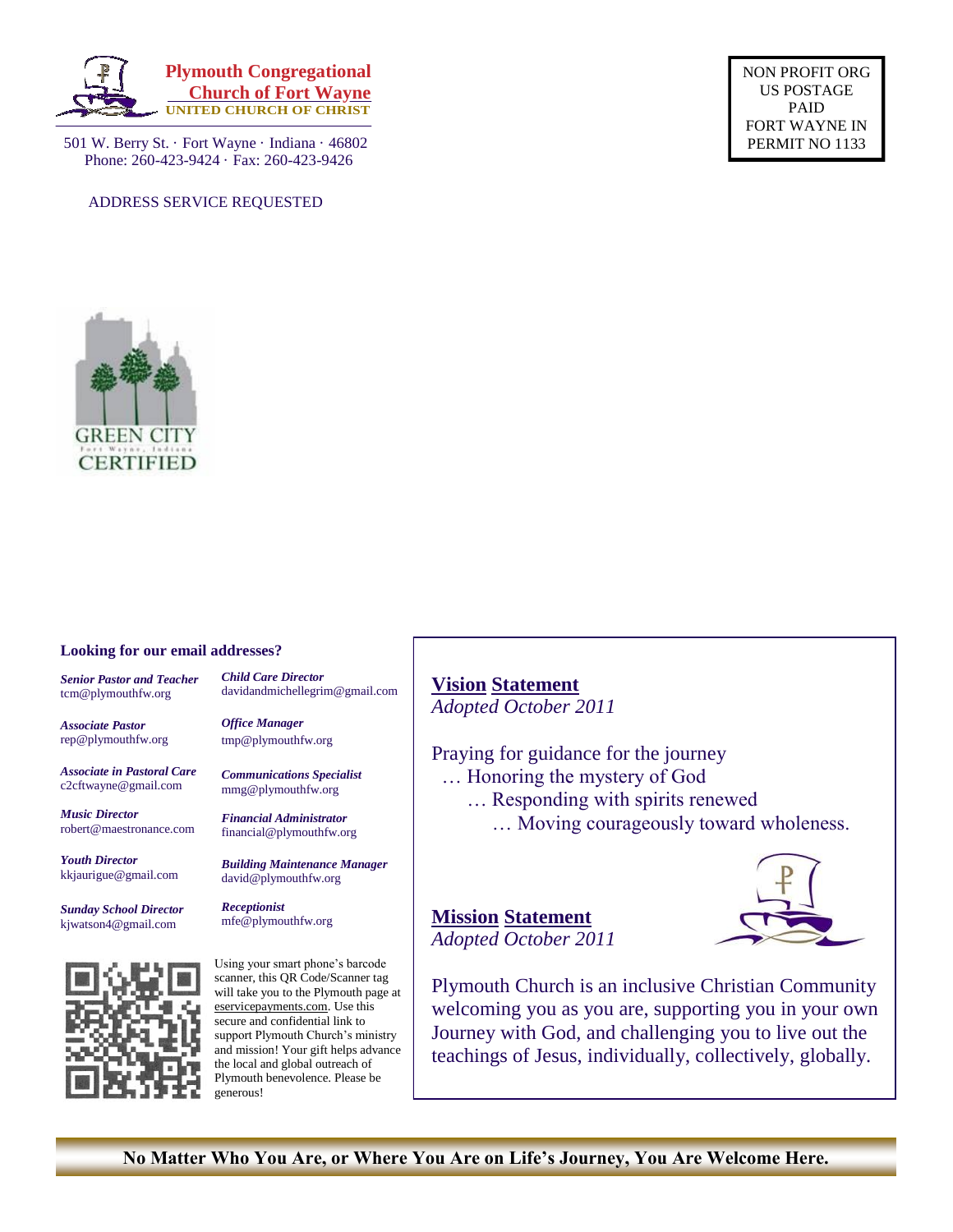**Plymouth Congregational Church of Fort Wayne**
**UNITED CHURCH OF CHRIST**

501 W. Berry St. · Fort Wayne · Indiana · 46802
Phone: 260-423-9424 · Fax: 260-423-9426

ADDRESS SERVICE REQUESTED

NON PROFIT ORG
US POSTAGE
PAID
FORT WAYNE IN
PERMIT NO 1133

GREEN CITY
Fort Wayne, Indiana
CERTIFIED

### Looking for our email addresses?

***Senior Pastor and Teacher***
tcm@plymouthfw.org

***Associate Pastor***
rep@plymouthfw.org

***Associate in Pastoral Care***
c2cftwayne@gmail.com

***Music Director***
robert@maestronance.com

***Youth Director***
kkjaurigue@gmail.com

***Sunday School Director***
kjwatson4@gmail.com

***Child Care Director***
davidandmichellegrim@gmail.com

***Office Manager***
tmp@plymouthfw.org

***Communications Specialist***
mmg@plymouthfw.org

***Financial Administrator***
financial@plymouthfw.org

***Building Maintenance Manager***
david@plymouthfw.org

***Receptionist***
mfe@plymouthfw.org

Using your smart phone's barcode scanner, this QR Code/Scanner tag will take you to the Plymouth page at eservicepayments.com. Use this secure and confidential link to support Plymouth Church's ministry and mission! Your gift helps advance the local and global outreach of Plymouth benevolence. Please be generous!

## Vision Statement
*Adopted October 2011*

Praying for guidance for the journey
… Honoring the mystery of God
… Responding with spirits renewed
… Moving courageously toward wholeness.

## Mission Statement
*Adopted October 2011*

Plymouth Church is an inclusive Christian Community welcoming you as you are, supporting you in your own Journey with God, and challenging you to live out the teachings of Jesus, individually, collectively, globally.

**No Matter Who You Are, or Where You Are on Life's Journey, You Are Welcome Here.**